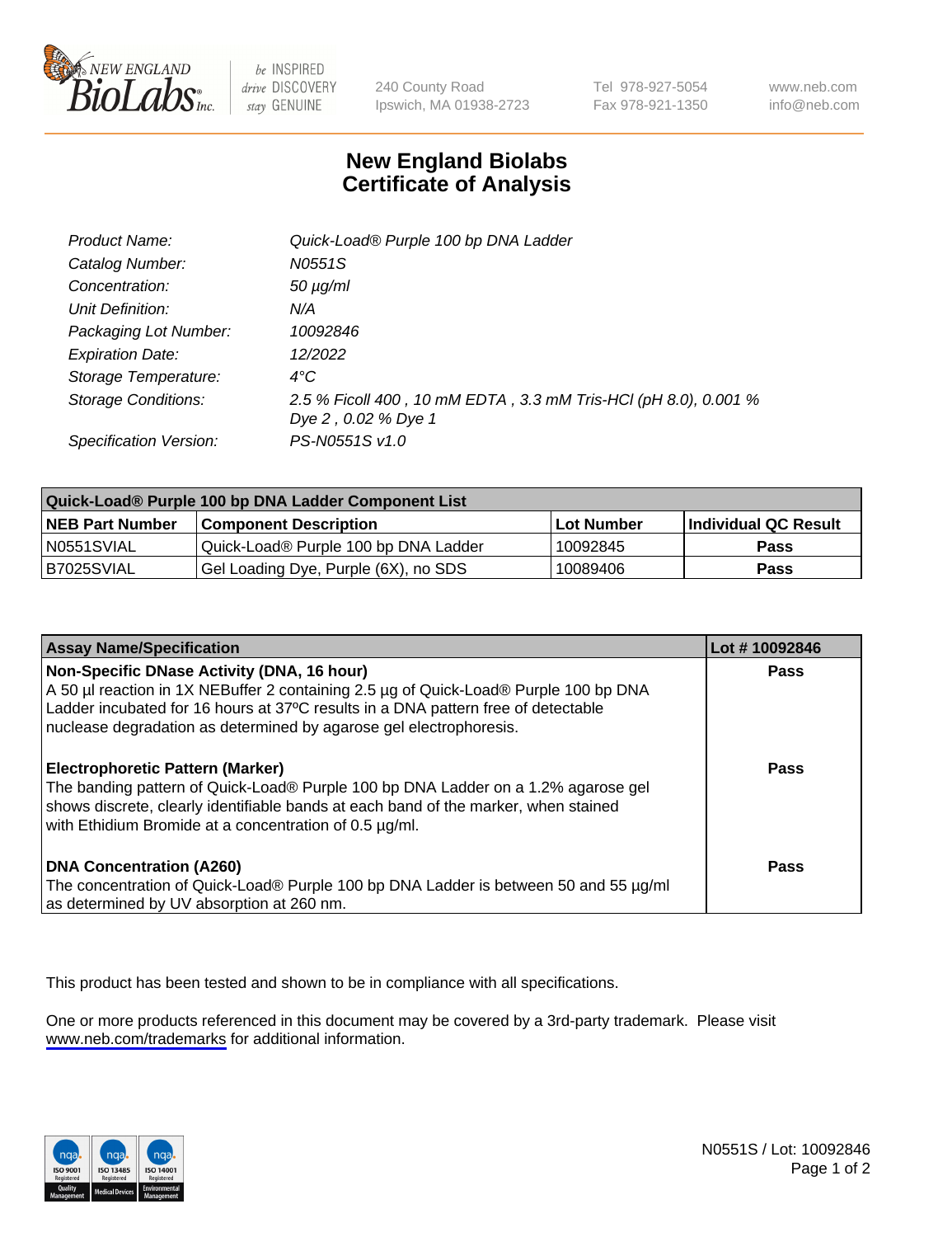New England BioLabs Inc. — be INSPIRED drive DISCOVERY stay GENUINE

240 County Road
Ipswich, MA 01938-2723

Tel 978-927-5054
Fax 978-921-1350

www.neb.com
info@neb.com

# New England Biolabs Certificate of Analysis

| | |
|---|---|
| *Product Name:* | *Quick-Load® Purple 100 bp DNA Ladder* |
| *Catalog Number:* | *N0551S* |
| *Concentration:* | *50 µg/ml* |
| *Unit Definition:* | *N/A* |
| *Packaging Lot Number:* | *10092846* |
| *Expiration Date:* | *12/2022* |
| *Storage Temperature:* | *4°C* |
| *Storage Conditions:* | *2.5 % Ficoll 400 , 10 mM EDTA , 3.3 mM Tris-HCl (pH 8.0), 0.001 % Dye 2 , 0.02 % Dye 1* |
| *Specification Version:* | *PS-N0551S v1.0* |

| **Quick-Load® Purple 100 bp DNA Ladder Component List** | | | |
|---|---|---|---|
| **NEB Part Number** | **Component Description** | **Lot Number** | **Individual QC Result** |
| N0551SVIAL | Quick-Load® Purple 100 bp DNA Ladder | 10092845 | **Pass** |
| B7025SVIAL | Gel Loading Dye, Purple (6X), no SDS | 10089406 | **Pass** |

| **Assay Name/Specification** | **Lot # 10092846** |
|---|---|
| **Non-Specific DNase Activity (DNA, 16 hour)** A 50 µl reaction in 1X NEBuffer 2 containing 2.5 µg of Quick-Load® Purple 100 bp DNA Ladder incubated for 16 hours at 37ºC results in a DNA pattern free of detectable nuclease degradation as determined by agarose gel electrophoresis. | **Pass** |
| **Electrophoretic Pattern (Marker)** The banding pattern of Quick-Load® Purple 100 bp DNA Ladder on a 1.2% agarose gel shows discrete, clearly identifiable bands at each band of the marker, when stained with Ethidium Bromide at a concentration of 0.5 µg/ml. | **Pass** |
| **DNA Concentration (A260)** The concentration of Quick-Load® Purple 100 bp DNA Ladder is between 50 and 55 µg/ml as determined by UV absorption at 260 nm. | **Pass** |

This product has been tested and shown to be in compliance with all specifications.

One or more products referenced in this document may be covered by a 3rd-party trademark. Please visit www.neb.com/trademarks for additional information.

N0551S / Lot: 10092846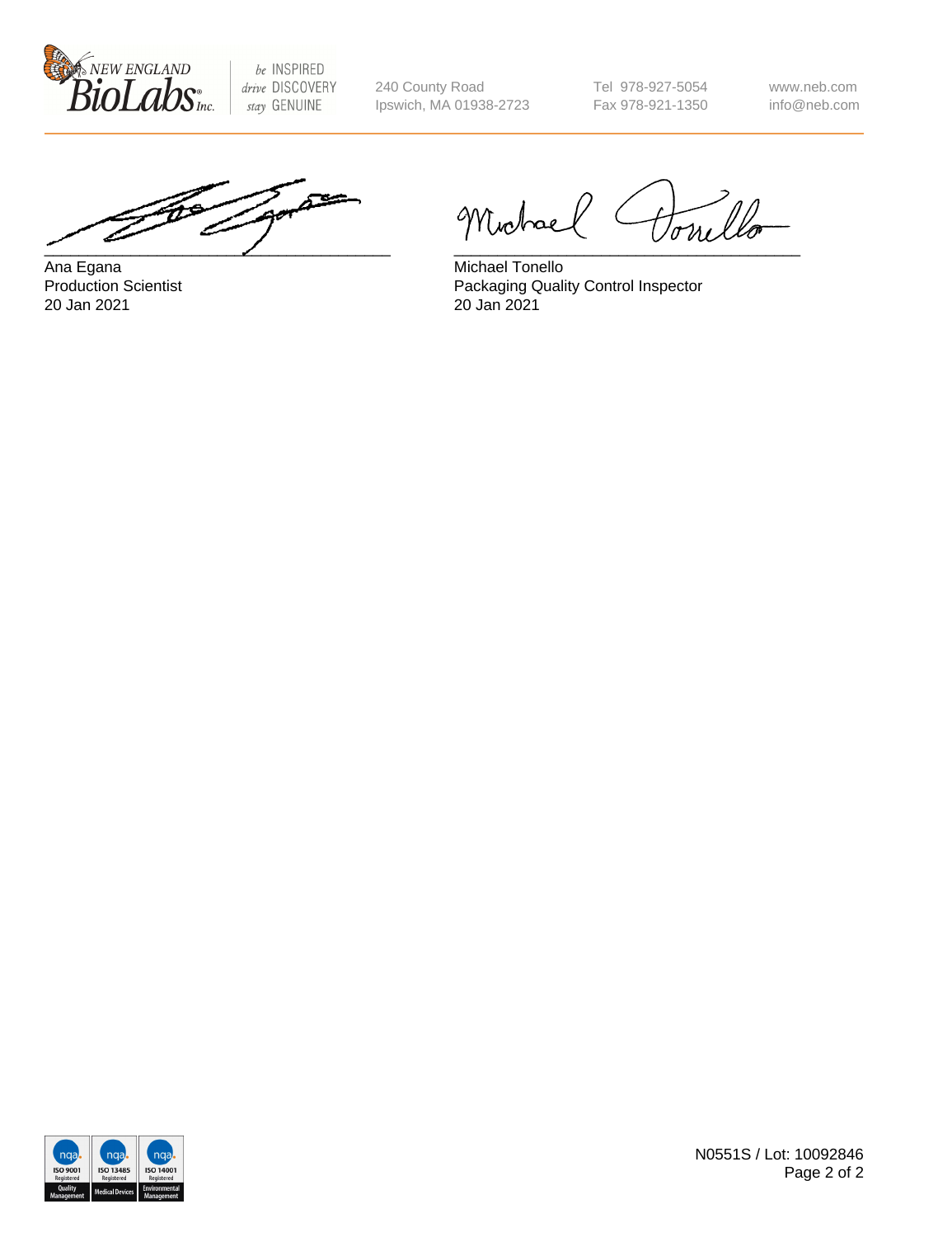NEW ENGLAND BioLabs Inc.

be INSPIRED drive DISCOVERY stay GENUINE

240 County Road
Ipswich, MA 01938-2723

Tel 978-927-5054
Fax 978-921-1350

www.neb.com
info@neb.com

Ana Egana
Production Scientist
20 Jan 2021

Michael Tonello
Packaging Quality Control Inspector
20 Jan 2021

nqa ISO 9001 Registered Quality Management | nqa ISO 13485 Registered Medical Devices | nqa ISO 14001 Registered Environmental Management

N0551S / Lot: 10092846